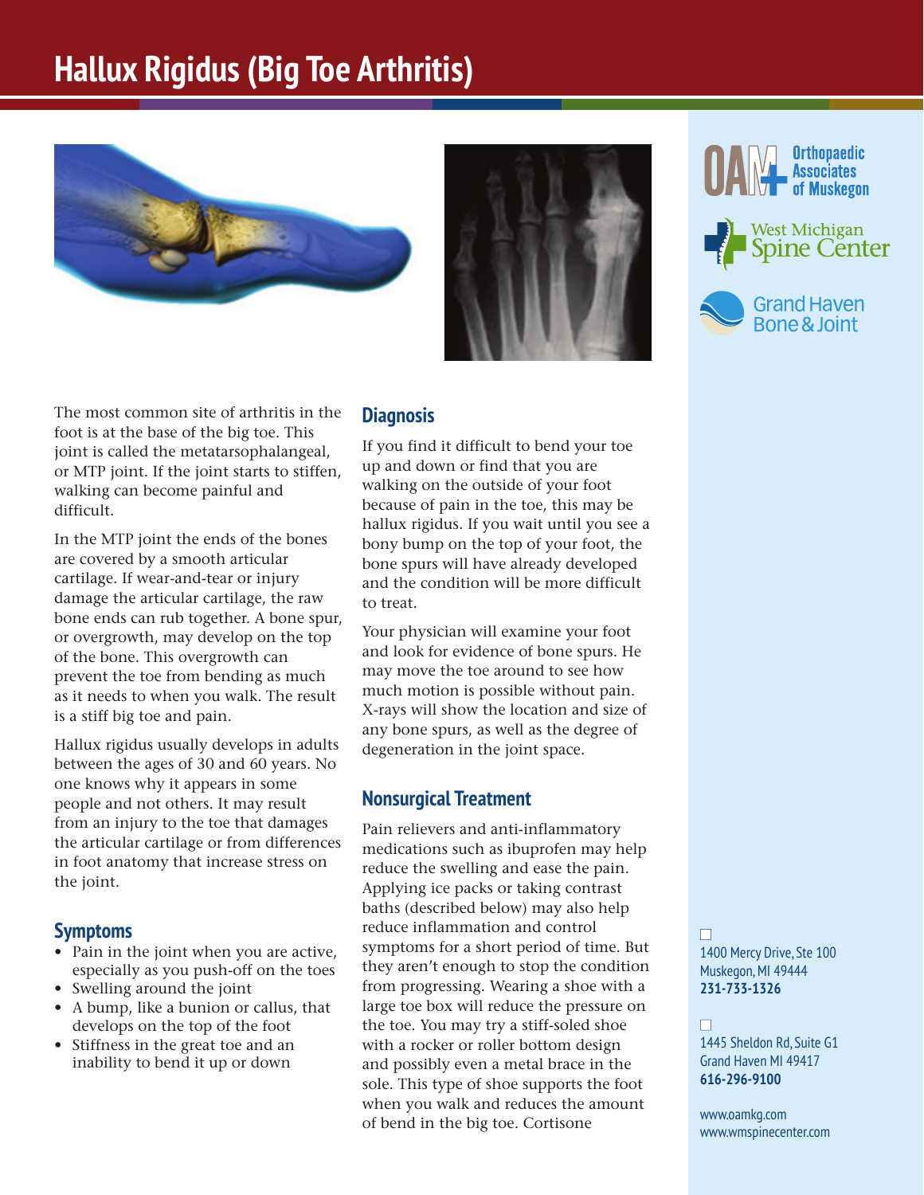# Hallux Rigidus (Big Toe Arthritis)

Orthopaedic Associates of Muskegon

West Michigan Spine Center

Grand Haven Bone & Joint

The most common site of arthritis in the foot is at the base of the big toe. This joint is called the metatarsophalangeal, or MTP joint. If the joint starts to stiffen, walking can become painful and difficult.

In the MTP joint the ends of the bones are covered by a smooth articular cartilage. If wear-and-tear or injury damage the articular cartilage, the raw bone ends can rub together. A bone spur, or overgrowth, may develop on the top of the bone. This overgrowth can prevent the toe from bending as much as it needs to when you walk. The result is a stiff big toe and pain.

Hallux rigidus usually develops in adults between the ages of 30 and 60 years. No one knows why it appears in some people and not others. It may result from an injury to the toe that damages the articular cartilage or from differences in foot anatomy that increase stress on the joint.

## Symptoms

- Pain in the joint when you are active, especially as you push-off on the toes
- Swelling around the joint
- A bump, like a bunion or callus, that develops on the top of the foot
- Stiffness in the great toe and an inability to bend it up or down

## Diagnosis

If you find it difficult to bend your toe up and down or find that you are walking on the outside of your foot because of pain in the toe, this may be hallux rigidus. If you wait until you see a bony bump on the top of your foot, the bone spurs will have already developed and the condition will be more difficult to treat.

Your physician will examine your foot and look for evidence of bone spurs. He may move the toe around to see how much motion is possible without pain. X-rays will show the location and size of any bone spurs, as well as the degree of degeneration in the joint space.

## Nonsurgical Treatment

Pain relievers and anti-inflammatory medications such as ibuprofen may help reduce the swelling and ease the pain. Applying ice packs or taking contrast baths (described below) may also help reduce inflammation and control symptoms for a short period of time. But they aren't enough to stop the condition from progressing. Wearing a shoe with a large toe box will reduce the pressure on the toe. You may try a stiff-soled shoe with a rocker or roller bottom design and possibly even a metal brace in the sole. This type of shoe supports the foot when you walk and reduces the amount of bend in the big toe. Cortisone

1400 Mercy Drive, Ste 100
Muskegon, MI 49444
**231-733-1326**

1445 Sheldon Rd, Suite G1
Grand Haven MI 49417
**616-296-9100**

www.oamkg.com
www.wmspinecenter.com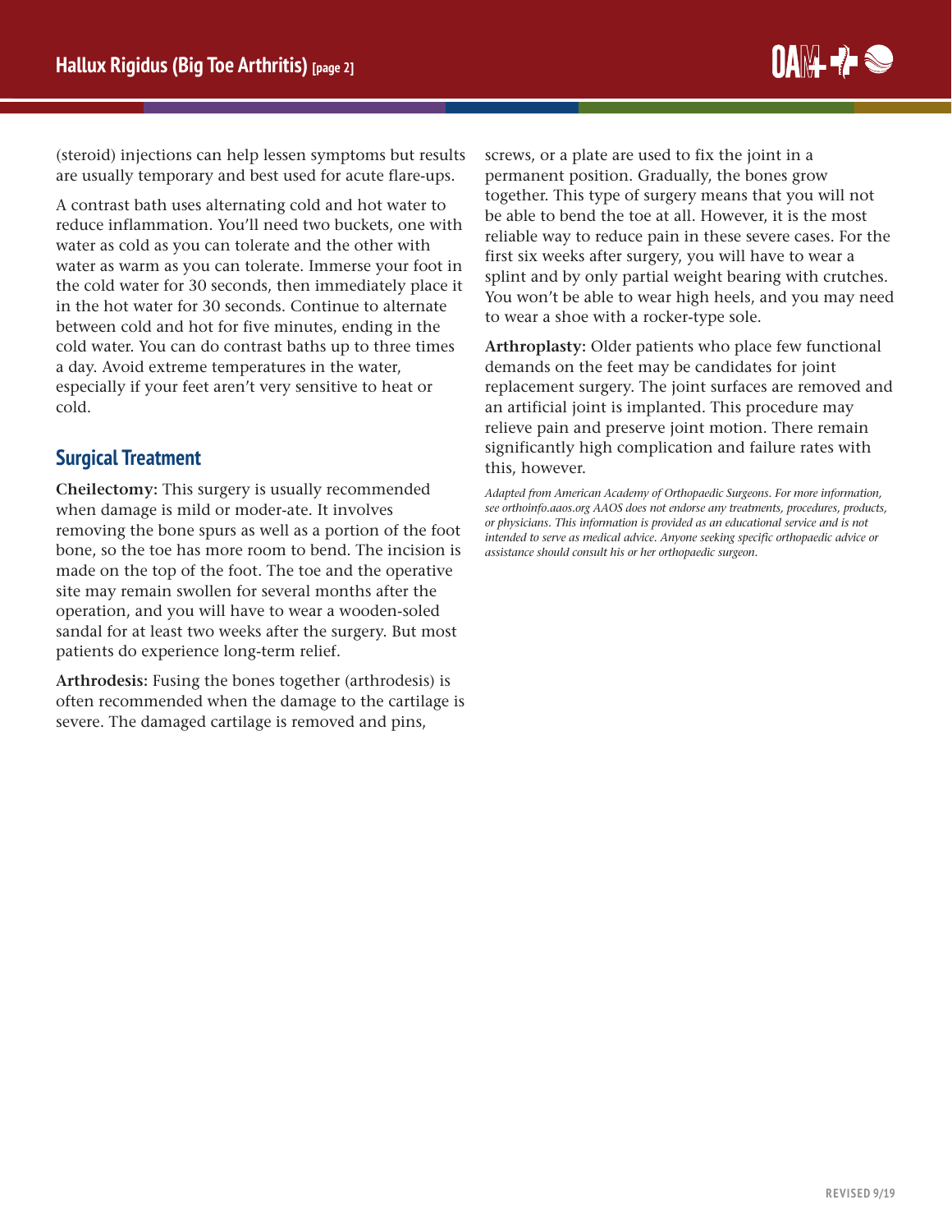(steroid) injections can help lessen symptoms but results are usually temporary and best used for acute flare-ups.

A contrast bath uses alternating cold and hot water to reduce inflammation. You'll need two buckets, one with water as cold as you can tolerate and the other with water as warm as you can tolerate. Immerse your foot in the cold water for 30 seconds, then immediately place it in the hot water for 30 seconds. Continue to alternate between cold and hot for five minutes, ending in the cold water. You can do contrast baths up to three times a day. Avoid extreme temperatures in the water, especially if your feet aren't very sensitive to heat or cold.

## Surgical Treatment

**Cheilectomy:** This surgery is usually recommended when damage is mild or moder-ate. It involves removing the bone spurs as well as a portion of the foot bone, so the toe has more room to bend. The incision is made on the top of the foot. The toe and the operative site may remain swollen for several months after the operation, and you will have to wear a wooden-soled sandal for at least two weeks after the surgery. But most patients do experience long-term relief.

**Arthrodesis:** Fusing the bones together (arthrodesis) is often recommended when the damage to the cartilage is severe. The damaged cartilage is removed and pins, screws, or a plate are used to fix the joint in a permanent position. Gradually, the bones grow together. This type of surgery means that you will not be able to bend the toe at all. However, it is the most reliable way to reduce pain in these severe cases. For the first six weeks after surgery, you will have to wear a splint and by only partial weight bearing with crutches. You won't be able to wear high heels, and you may need to wear a shoe with a rocker-type sole.

**Arthroplasty:** Older patients who place few functional demands on the feet may be candidates for joint replacement surgery. The joint surfaces are removed and an artificial joint is implanted. This procedure may relieve pain and preserve joint motion. There remain significantly high complication and failure rates with this, however.

*Adapted from American Academy of Orthopaedic Surgeons. For more information, see orthoinfo.aaos.org AAOS does not endorse any treatments, procedures, products, or physicians. This information is provided as an educational service and is not intended to serve as medical advice. Anyone seeking specific orthopaedic advice or assistance should consult his or her orthopaedic surgeon.*

REVISED 9/19